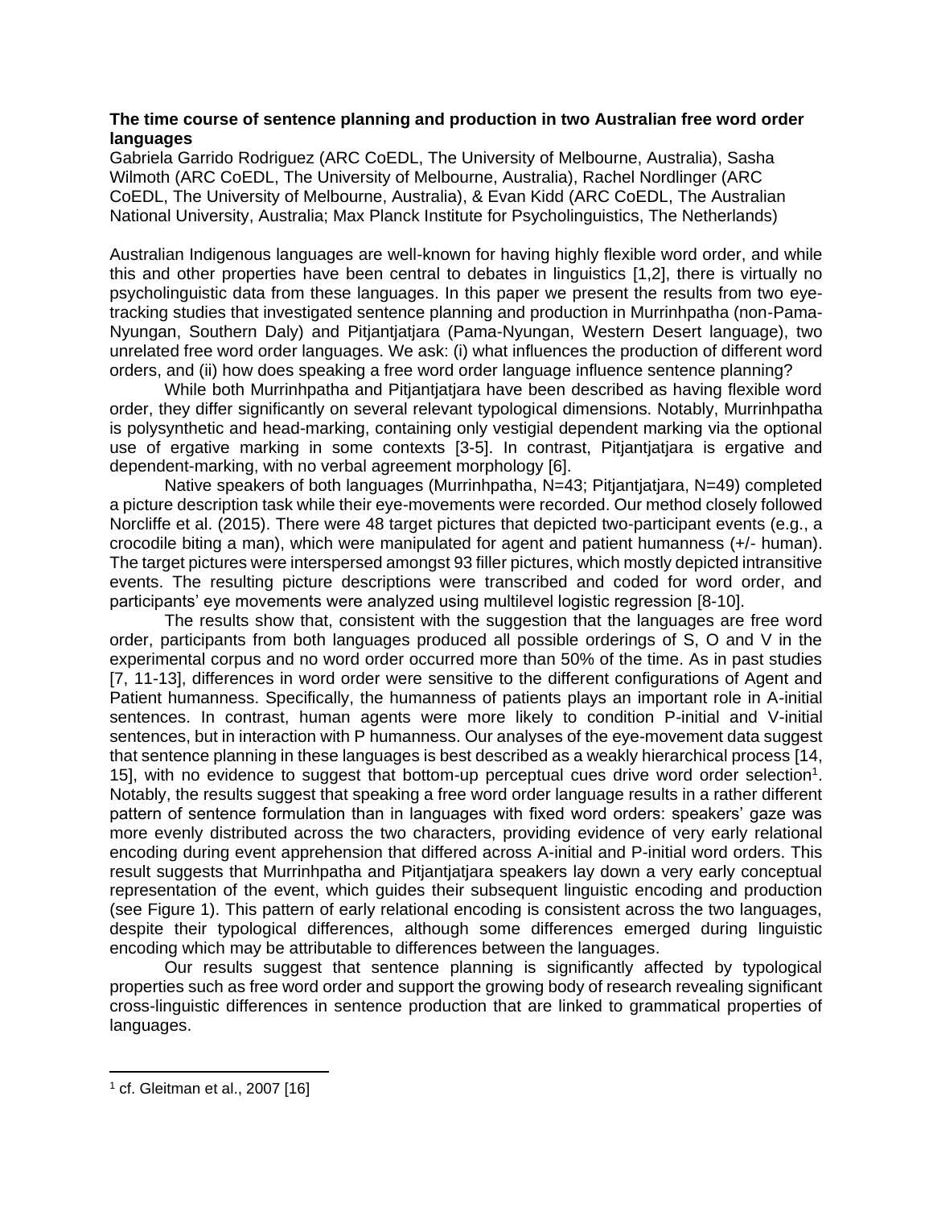**The time course of sentence planning and production in two Australian free word order languages**

Gabriela Garrido Rodriguez (ARC CoEDL, The University of Melbourne, Australia), Sasha Wilmoth (ARC CoEDL, The University of Melbourne, Australia), Rachel Nordlinger (ARC CoEDL, The University of Melbourne, Australia), & Evan Kidd (ARC CoEDL, The Australian National University, Australia; Max Planck Institute for Psycholinguistics, The Netherlands)

Australian Indigenous languages are well-known for having highly flexible word order, and while this and other properties have been central to debates in linguistics [1,2], there is virtually no psycholinguistic data from these languages. In this paper we present the results from two eye-tracking studies that investigated sentence planning and production in Murrinhpatha (non-Pama-Nyungan, Southern Daly) and Pitjantjatjara (Pama-Nyungan, Western Desert language), two unrelated free word order languages. We ask: (i) what influences the production of different word orders, and (ii) how does speaking a free word order language influence sentence planning?

While both Murrinhpatha and Pitjantjatjara have been described as having flexible word order, they differ significantly on several relevant typological dimensions. Notably, Murrinhpatha is polysynthetic and head-marking, containing only vestigial dependent marking via the optional use of ergative marking in some contexts [3-5]. In contrast, Pitjantjatjara is ergative and dependent-marking, with no verbal agreement morphology [6].

Native speakers of both languages (Murrinhpatha, N=43; Pitjantjatjara, N=49) completed a picture description task while their eye-movements were recorded. Our method closely followed Norcliffe et al. (2015). There were 48 target pictures that depicted two-participant events (e.g., a crocodile biting a man), which were manipulated for agent and patient humanness (+/- human). The target pictures were interspersed amongst 93 filler pictures, which mostly depicted intransitive events. The resulting picture descriptions were transcribed and coded for word order, and participants' eye movements were analyzed using multilevel logistic regression [8-10].

The results show that, consistent with the suggestion that the languages are free word order, participants from both languages produced all possible orderings of S, O and V in the experimental corpus and no word order occurred more than 50% of the time. As in past studies [7, 11-13], differences in word order were sensitive to the different configurations of Agent and Patient humanness. Specifically, the humanness of patients plays an important role in A-initial sentences. In contrast, human agents were more likely to condition P-initial and V-initial sentences, but in interaction with P humanness. Our analyses of the eye-movement data suggest that sentence planning in these languages is best described as a weakly hierarchical process [14, 15], with no evidence to suggest that bottom-up perceptual cues drive word order selection[1]. Notably, the results suggest that speaking a free word order language results in a rather different pattern of sentence formulation than in languages with fixed word orders: speakers' gaze was more evenly distributed across the two characters, providing evidence of very early relational encoding during event apprehension that differed across A-initial and P-initial word orders. This result suggests that Murrinhpatha and Pitjantjatjara speakers lay down a very early conceptual representation of the event, which guides their subsequent linguistic encoding and production (see Figure 1). This pattern of early relational encoding is consistent across the two languages, despite their typological differences, although some differences emerged during linguistic encoding which may be attributable to differences between the languages.

Our results suggest that sentence planning is significantly affected by typological properties such as free word order and support the growing body of research revealing significant cross-linguistic differences in sentence production that are linked to grammatical properties of languages.

---

[1] cf. Gleitman et al., 2007 [16]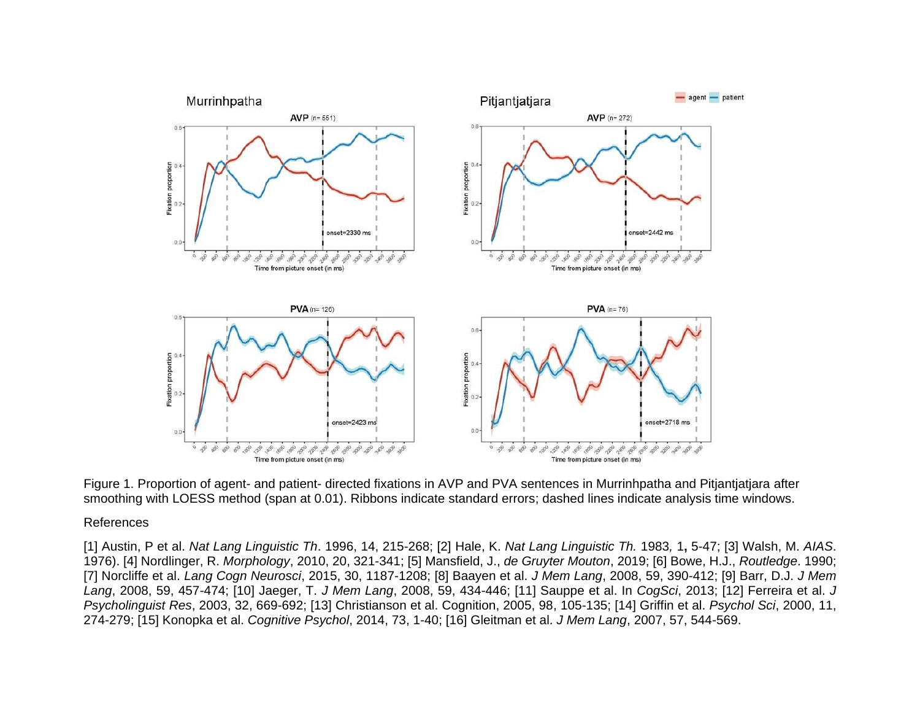Murrinhpatha

Pitjantjatjara

agent patient

AVP (n= 551)

onset=2330 ms

AVP (n= 272)

onset=2442 ms

PVA (n= 126)

onset=2423 ms

PVA (n= 76)

onset=2718 ms

Fixation proportion

Time from picture onset (in ms)

Figure 1. Proportion of agent- and patient- directed fixations in AVP and PVA sentences in Murrinhpatha and Pitjantjatjara after smoothing with LOESS method (span at 0.01). Ribbons indicate standard errors; dashed lines indicate analysis time windows.

References

[1] Austin, P et al. *Nat Lang Linguistic Th*. 1996, 14, 215-268; [2] Hale, K. *Nat Lang Linguistic Th.* 1983, 1, 5-47; [3] Walsh, M. *AIAS*. 1976). [4] Nordlinger, R. *Morphology*, 2010, 20, 321-341; [5] Mansfield, J., *de Gruyter Mouton*, 2019; [6] Bowe, H.J., *Routledge*. 1990; [7] Norcliffe et al. *Lang Cogn Neurosci*, 2015, 30, 1187-1208; [8] Baayen et al. *J Mem Lang*, 2008, 59, 390-412; [9] Barr, D.J. *J Mem Lang*, 2008, 59, 457-474; [10] Jaeger, T. *J Mem Lang*, 2008, 59, 434-446; [11] Sauppe et al. In *CogSci*, 2013; [12] Ferreira et al. *J Psycholinguist Res*, 2003, 32, 669-692; [13] Christianson et al. Cognition, 2005, 98, 105-135; [14] Griffin et al. *Psychol Sci*, 2000, 11, 274-279; [15] Konopka et al. *Cognitive Psychol*, 2014, 73, 1-40; [16] Gleitman et al. *J Mem Lang*, 2007, 57, 544-569.